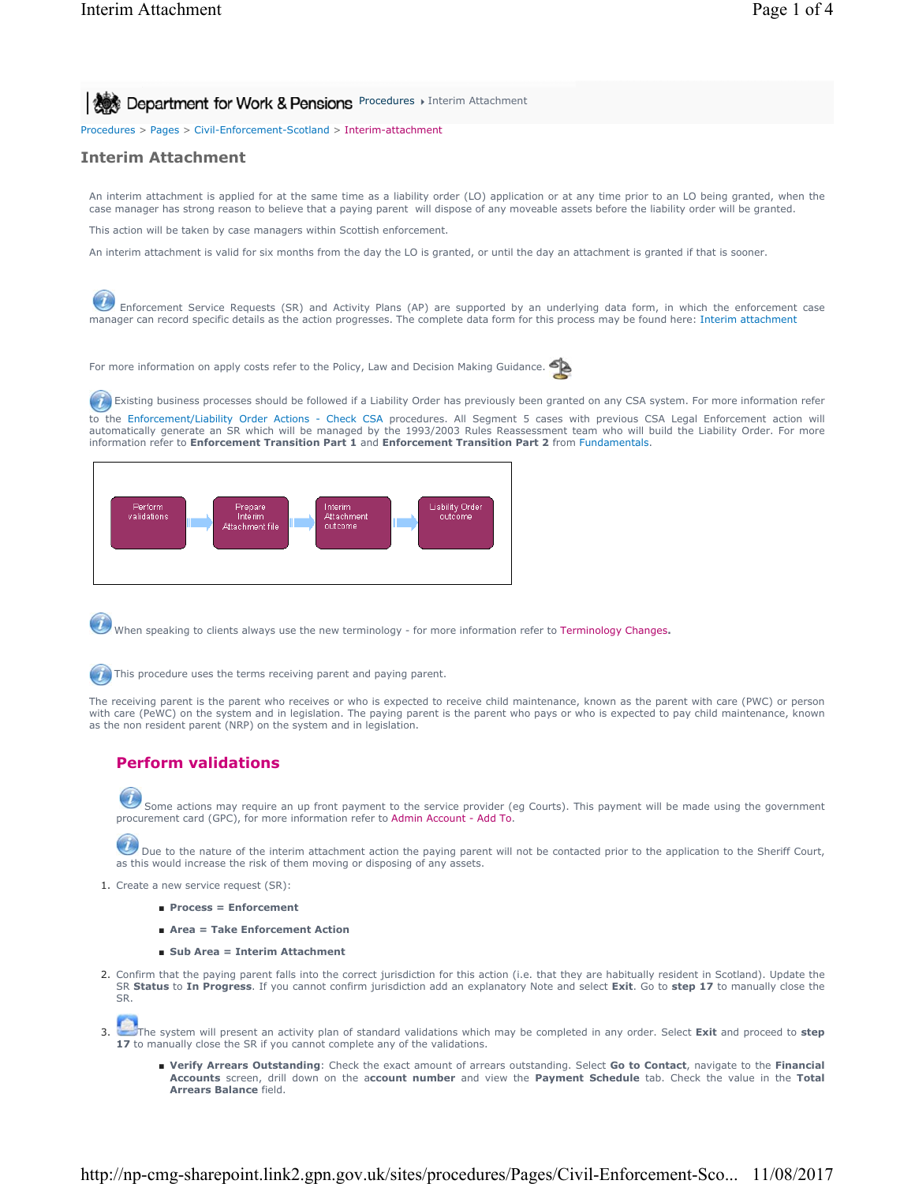Department for Work & Pensions Procedures ▸ Interim Attachment

Procedures > Pages > Civil-Enforcement-Scotland > Interim-attachment

# Interim Attachment

An interim attachment is applied for at the same time as a liability order (LO) application or at any time prior to an LO being granted, when the case manager has strong reason to believe that a paying parent will dispose of any moveable assets before the liability order will be granted.

This action will be taken by case managers within Scottish enforcement.

An interim attachment is valid for six months from the day the LO is granted, or until the day an attachment is granted if that is sooner.

Enforcement Service Requests (SR) and Activity Plans (AP) are supported by an underlying data form, in which the enforcement case manager can record specific details as the action progresses. The complete data form for this process may be found here: Interim attachment

For more information on apply costs refer to the Policy, Law and Decision Making Guidance.

Existing business processes should be followed if a Liability Order has previously been granted on any CSA system. For more information refer to the Enforcement/Liability Order Actions - Check CSA procedures. All Segment 5 cases with previous CSA Legal Enforcement action will automatically generate an SR which will be managed by the 1993/2003 Rules Reassessment team who will build the Liability Order. For more information refer to **Enforcement Transition Part 1** and **Enforcement Transition Part 2** from Fundamentals.

Perform validations → Prepare Interim Attachment file → Interim Attachment outcome → Liability Order outcome

When speaking to clients always use the new terminology - for more information refer to Terminology Changes.

This procedure uses the terms receiving parent and paying parent.

The receiving parent is the parent who receives or who is expected to receive child maintenance, known as the parent with care (PWC) or person with care (PeWC) on the system and in legislation. The paying parent is the parent who pays or who is expected to pay child maintenance, known as the non resident parent (NRP) on the system and in legislation.

## Perform validations

Some actions may require an up front payment to the service provider (eg Courts). This payment will be made using the government procurement card (GPC), for more information refer to Admin Account - Add To.

Due to the nature of the interim attachment action the paying parent will not be contacted prior to the application to the Sheriff Court, as this would increase the risk of them moving or disposing of any assets.

1. Create a new service request (SR):
   - **Process = Enforcement**
   - **Area = Take Enforcement Action**
   - **Sub Area = Interim Attachment**
2. Confirm that the paying parent falls into the correct jurisdiction for this action (i.e. that they are habitually resident in Scotland). Update the SR **Status** to **In Progress**. If you cannot confirm jurisdiction add an explanatory Note and select **Exit**. Go to **step 17** to manually close the SR.
3. The system will present an activity plan of standard validations which may be completed in any order. Select **Exit** and proceed to **step 17** to manually close the SR if you cannot complete any of the validations.
   - **Verify Arrears Outstanding**: Check the exact amount of arrears outstanding. Select **Go to Contact**, navigate to the **Financial Accounts** screen, drill down on the **account number** and view the **Payment Schedule** tab. Check the value in the **Total Arrears Balance** field.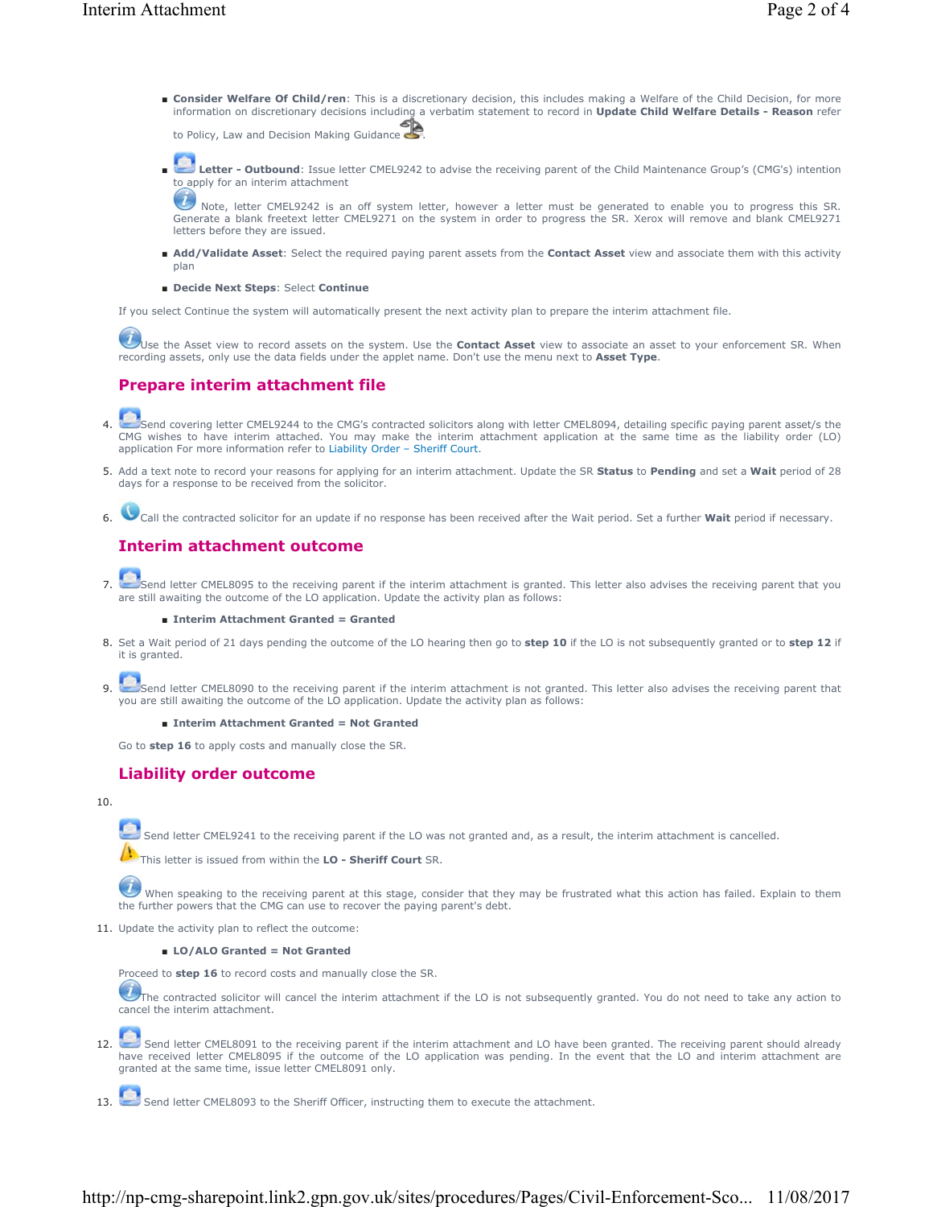- **Consider Welfare Of Child/ren**: This is a discretionary decision, this includes making a Welfare of the Child Decision, for more information on discretionary decisions including a verbatim statement to record in **Update Child Welfare Details - Reason** refer to Policy, Law and Decision Making Guidance.
- **Letter - Outbound**: Issue letter CMEL9242 to advise the receiving parent of the Child Maintenance Group's (CMG's) intention to apply for an interim attachment

  Note, letter CMEL9242 is an off system letter, however a letter must be generated to enable you to progress this SR. Generate a blank freetext letter CMEL9271 on the system in order to progress the SR. Xerox will remove and blank CMEL9271 letters before they are issued.
- **Add/Validate Asset**: Select the required paying parent assets from the **Contact Asset** view and associate them with this activity plan
- **Decide Next Steps**: Select **Continue**

If you select Continue the system will automatically present the next activity plan to prepare the interim attachment file.

Use the Asset view to record assets on the system. Use the **Contact Asset** view to associate an asset to your enforcement SR. When recording assets, only use the data fields under the applet name. Don't use the menu next to **Asset Type**.

## Prepare interim attachment file

4. Send covering letter CMEL9244 to the CMG's contracted solicitors along with letter CMEL8094, detailing specific paying parent asset/s the CMG wishes to have interim attached. You may make the interim attachment application at the same time as the liability order (LO) application For more information refer to Liability Order – Sheriff Court.
5. Add a text note to record your reasons for applying for an interim attachment. Update the SR **Status** to **Pending** and set a **Wait** period of 28 days for a response to be received from the solicitor.
6. Call the contracted solicitor for an update if no response has been received after the Wait period. Set a further **Wait** period if necessary.

## Interim attachment outcome

7. Send letter CMEL8095 to the receiving parent if the interim attachment is granted. This letter also advises the receiving parent that you are still awaiting the outcome of the LO application. Update the activity plan as follows:
   - **Interim Attachment Granted = Granted**
8. Set a Wait period of 21 days pending the outcome of the LO hearing then go to **step 10** if the LO is not subsequently granted or to **step 12** if it is granted.
9. Send letter CMEL8090 to the receiving parent if the interim attachment is not granted. This letter also advises the receiving parent that you are still awaiting the outcome of the LO application. Update the activity plan as follows:
   - **Interim Attachment Granted = Not Granted**

   Go to **step 16** to apply costs and manually close the SR.

## Liability order outcome

10. Send letter CMEL9241 to the receiving parent if the LO was not granted and, as a result, the interim attachment is cancelled.

    This letter is issued from within the **LO - Sheriff Court** SR.

    When speaking to the receiving parent at this stage, consider that they may be frustrated what this action has failed. Explain to them the further powers that the CMG can use to recover the paying parent's debt.
11. Update the activity plan to reflect the outcome:
    - **LO/ALO Granted = Not Granted**

    Proceed to **step 16** to record costs and manually close the SR.

    The contracted solicitor will cancel the interim attachment if the LO is not subsequently granted. You do not need to take any action to cancel the interim attachment.
12. Send letter CMEL8091 to the receiving parent if the interim attachment and LO have been granted. The receiving parent should already have received letter CMEL8095 if the outcome of the LO application was pending. In the event that the LO and interim attachment are granted at the same time, issue letter CMEL8091 only.
13. Send letter CMEL8093 to the Sheriff Officer, instructing them to execute the attachment.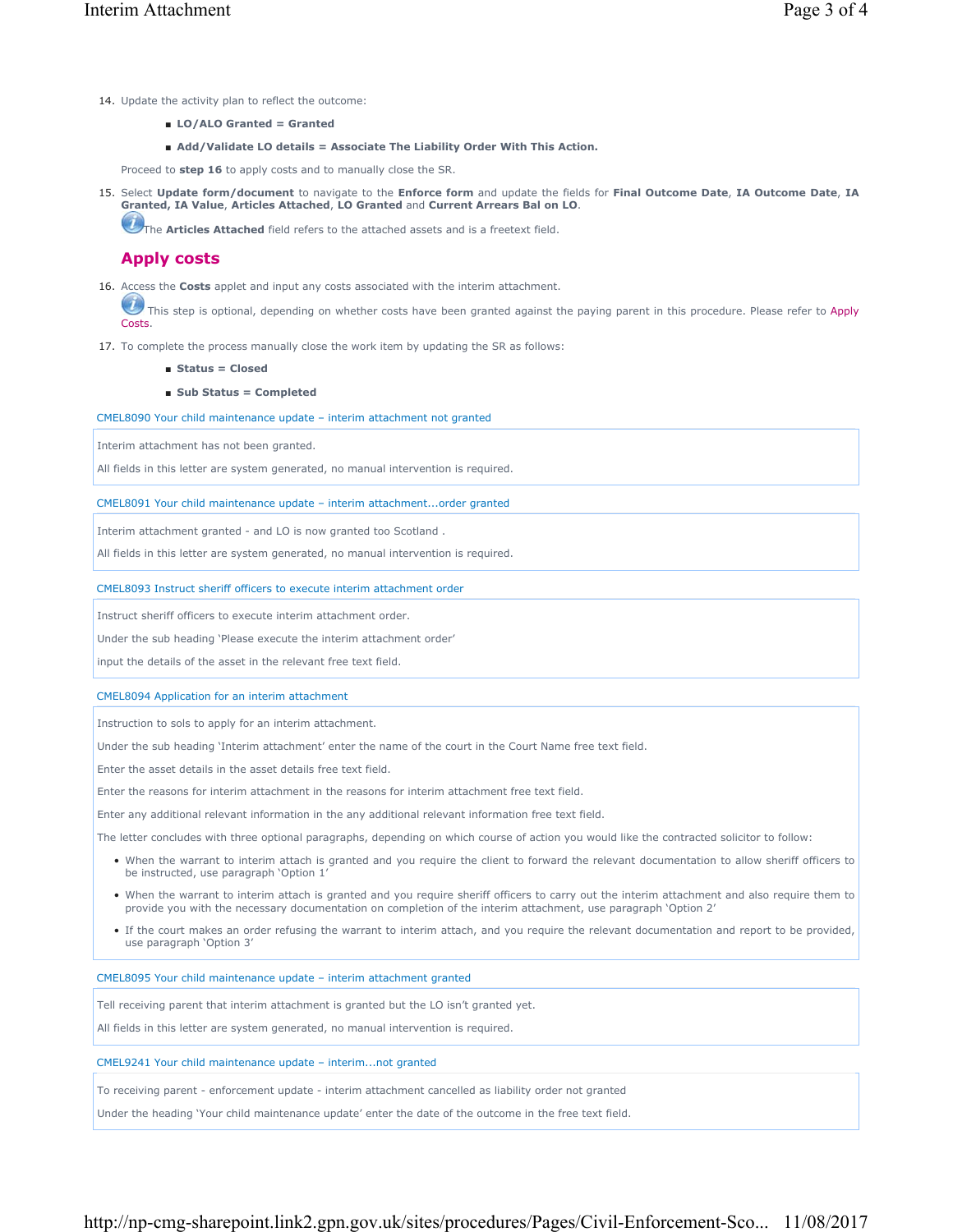14. Update the activity plan to reflect the outcome:

    - **LO/ALO Granted = Granted**
    - **Add/Validate LO details = Associate The Liability Order With This Action.**

    Proceed to **step 16** to apply costs and to manually close the SR.

15. Select **Update form/document** to navigate to the **Enforce form** and update the fields for **Final Outcome Date**, **IA Outcome Date**, **IA Granted, IA Value**, **Articles Attached**, **LO Granted** and **Current Arrears Bal on LO**.

    The **Articles Attached** field refers to the attached assets and is a freetext field.

## Apply costs

16. Access the **Costs** applet and input any costs associated with the interim attachment.

    This step is optional, depending on whether costs have been granted against the paying parent in this procedure. Please refer to Apply Costs.

17. To complete the process manually close the work item by updating the SR as follows:

    - **Status = Closed**
    - **Sub Status = Completed**

CMEL8090 Your child maintenance update – interim attachment not granted

Interim attachment has not been granted.

All fields in this letter are system generated, no manual intervention is required.

CMEL8091 Your child maintenance update – interim attachment...order granted

Interim attachment granted - and LO is now granted too Scotland .

All fields in this letter are system generated, no manual intervention is required.

CMEL8093 Instruct sheriff officers to execute interim attachment order

Instruct sheriff officers to execute interim attachment order.

Under the sub heading 'Please execute the interim attachment order'

input the details of the asset in the relevant free text field.

CMEL8094 Application for an interim attachment

Instruction to sols to apply for an interim attachment.

Under the sub heading 'Interim attachment' enter the name of the court in the Court Name free text field.

Enter the asset details in the asset details free text field.

Enter the reasons for interim attachment in the reasons for interim attachment free text field.

Enter any additional relevant information in the any additional relevant information free text field.

The letter concludes with three optional paragraphs, depending on which course of action you would like the contracted solicitor to follow:

- When the warrant to interim attach is granted and you require the client to forward the relevant documentation to allow sheriff officers to be instructed, use paragraph 'Option 1'
- When the warrant to interim attach is granted and you require sheriff officers to carry out the interim attachment and also require them to provide you with the necessary documentation on completion of the interim attachment, use paragraph 'Option 2'
- If the court makes an order refusing the warrant to interim attach, and you require the relevant documentation and report to be provided, use paragraph 'Option 3'

CMEL8095 Your child maintenance update – interim attachment granted

Tell receiving parent that interim attachment is granted but the LO isn't granted yet.

All fields in this letter are system generated, no manual intervention is required.

CMEL9241 Your child maintenance update – interim...not granted

To receiving parent - enforcement update - interim attachment cancelled as liability order not granted

Under the heading 'Your child maintenance update' enter the date of the outcome in the free text field.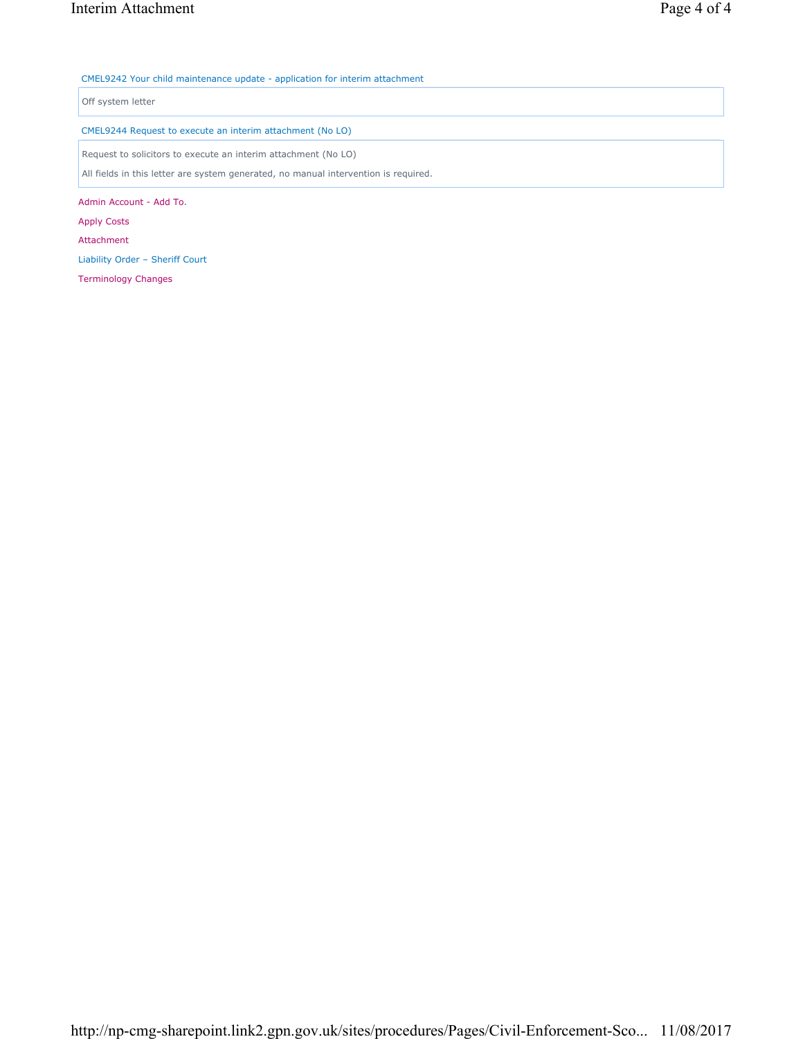CMEL9242 Your child maintenance update - application for interim attachment

Off system letter

CMEL9244 Request to execute an interim attachment (No LO)

Request to solicitors to execute an interim attachment (No LO)

All fields in this letter are system generated, no manual intervention is required.

Admin Account - Add To.

Apply Costs

Attachment

Liability Order – Sheriff Court

Terminology Changes